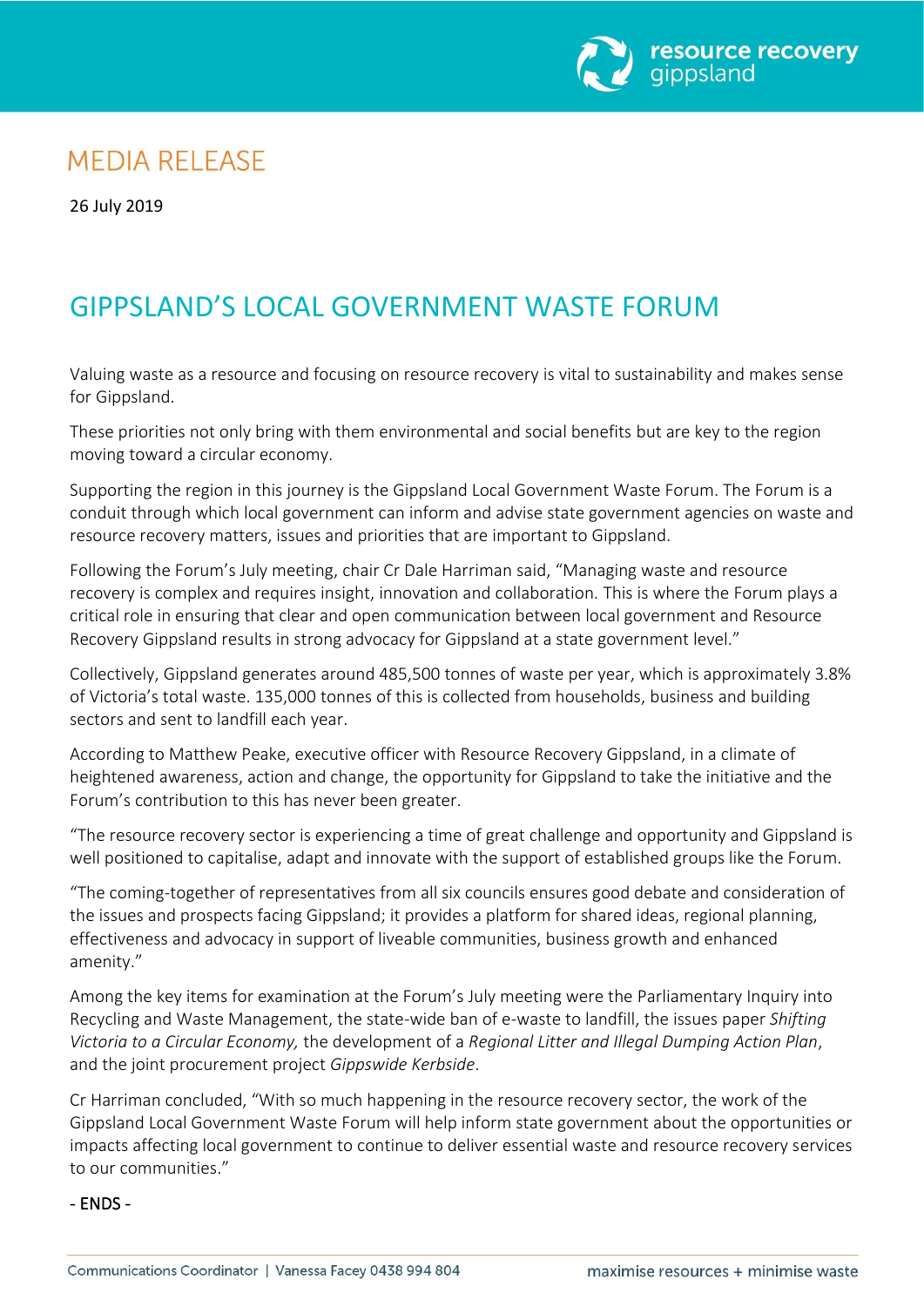MEDIA RELEASE

26 July 2019

# GIPPSLAND'S LOCAL GOVERNMENT WASTE FORUM

Valuing waste as a resource and focusing on resource recovery is vital to sustainability and makes sense for Gippsland.

These priorities not only bring with them environmental and social benefits but are key to the region moving toward a circular economy.

Supporting the region in this journey is the Gippsland Local Government Waste Forum. The Forum is a conduit through which local government can inform and advise state government agencies on waste and resource recovery matters, issues and priorities that are important to Gippsland.

Following the Forum's July meeting, chair Cr Dale Harriman said, "Managing waste and resource recovery is complex and requires insight, innovation and collaboration. This is where the Forum plays a critical role in ensuring that clear and open communication between local government and Resource Recovery Gippsland results in strong advocacy for Gippsland at a state government level."

Collectively, Gippsland generates around 485,500 tonnes of waste per year, which is approximately 3.8% of Victoria's total waste. 135,000 tonnes of this is collected from households, business and building sectors and sent to landfill each year.

According to Matthew Peake, executive officer with Resource Recovery Gippsland, in a climate of heightened awareness, action and change, the opportunity for Gippsland to take the initiative and the Forum's contribution to this has never been greater.

"The resource recovery sector is experiencing a time of great challenge and opportunity and Gippsland is well positioned to capitalise, adapt and innovate with the support of established groups like the Forum.

"The coming-together of representatives from all six councils ensures good debate and consideration of the issues and prospects facing Gippsland; it provides a platform for shared ideas, regional planning, effectiveness and advocacy in support of liveable communities, business growth and enhanced amenity."

Among the key items for examination at the Forum's July meeting were the Parliamentary Inquiry into Recycling and Waste Management, the state-wide ban of e-waste to landfill, the issues paper *Shifting Victoria to a Circular Economy,* the development of a *Regional Litter and Illegal Dumping Action Plan*, and the joint procurement project *Gippswide Kerbside*.

Cr Harriman concluded, "With so much happening in the resource recovery sector, the work of the Gippsland Local Government Waste Forum will help inform state government about the opportunities or impacts affecting local government to continue to deliver essential waste and resource recovery services to our communities."

\- ENDS -

Communications Coordinator | Vanessa Facey 0438 994 804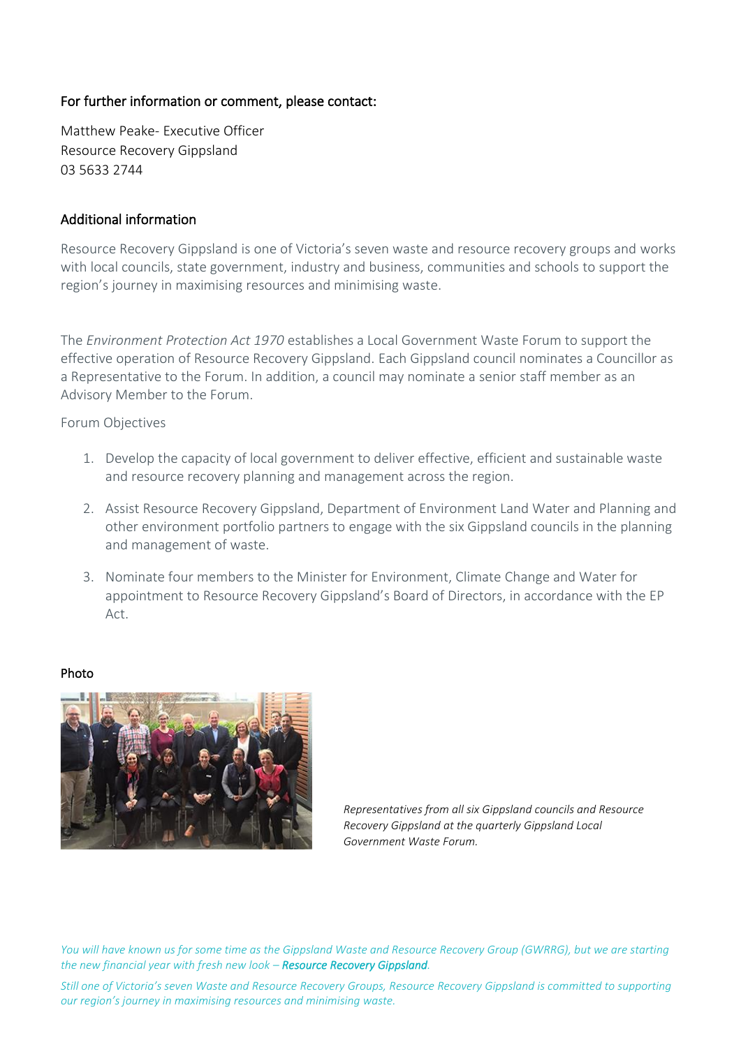**For further information or comment, please contact:**

Matthew Peake- Executive Officer
Resource Recovery Gippsland
03 5633 2744

**Additional information**

Resource Recovery Gippsland is one of Victoria's seven waste and resource recovery groups and works with local councils, state government, industry and business, communities and schools to support the region's journey in maximising resources and minimising waste.

The *Environment Protection Act 1970* establishes a Local Government Waste Forum to support the effective operation of Resource Recovery Gippsland. Each Gippsland council nominates a Councillor as a Representative to the Forum. In addition, a council may nominate a senior staff member as an Advisory Member to the Forum.

Forum Objectives

1. Develop the capacity of local government to deliver effective, efficient and sustainable waste and resource recovery planning and management across the region.
2. Assist Resource Recovery Gippsland, Department of Environment Land Water and Planning and other environment portfolio partners to engage with the six Gippsland councils in the planning and management of waste.
3. Nominate four members to the Minister for Environment, Climate Change and Water for appointment to Resource Recovery Gippsland's Board of Directors, in accordance with the EP Act.

**Photo**

*Representatives from all six Gippsland councils and Resource Recovery Gippsland at the quarterly Gippsland Local Government Waste Forum.*

*You will have known us for some time as the Gippsland Waste and Resource Recovery Group (GWRRG), but we are starting the new financial year with fresh new look – **Resource Recovery Gippsland**.*

*Still one of Victoria's seven Waste and Resource Recovery Groups, Resource Recovery Gippsland is committed to supporting our region's journey in maximising resources and minimising waste.*